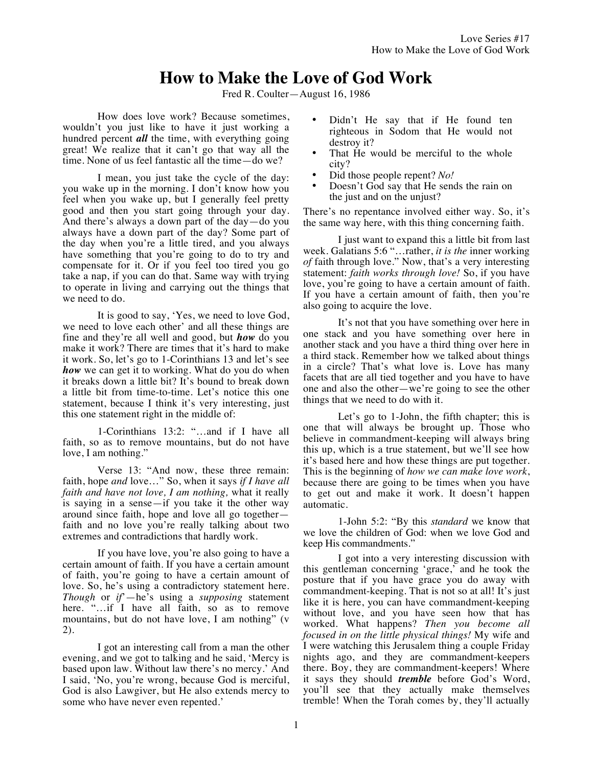# How to Make the Love of God Work

Fred R. Coulter—August 16, 1986

How does love work? Because sometimes, wouldn't you just like to have it just working a hundred percent ***all*** the time, with everything going great! We realize that it can't go that way all the time. None of us feel fantastic all the time—do we?

I mean, you just take the cycle of the day: you wake up in the morning. I don't know how you feel when you wake up, but I generally feel pretty good and then you start going through your day. And there's always a down part of the day—do you always have a down part of the day? Some part of the day when you're a little tired, and you always have something that you're going to do to try and compensate for it. Or if you feel too tired you go take a nap, if you can do that. Same way with trying to operate in living and carrying out the things that we need to do.

It is good to say, 'Yes, we need to love God, we need to love each other' and all these things are fine and they're all well and good, but ***how*** do you make it work? There are times that it's hard to make it work. So, let's go to 1-Corinthians 13 and let's see ***how*** we can get it to working. What do you do when it breaks down a little bit? It's bound to break down a little bit from time-to-time. Let's notice this one statement, because I think it's very interesting, just this one statement right in the middle of:

1-Corinthians 13:2: "…and if I have all faith, so as to remove mountains, but do not have love, I am nothing."

Verse 13: "And now, these three remain: faith, hope *and* love…" So, when it says *if I have all faith and have not love, I am nothing,* what it really is saying in a sense—if you take it the other way around since faith, hope and love all go together—faith and no love you're really talking about two extremes and contradictions that hardly work.

If you have love, you're also going to have a certain amount of faith. If you have a certain amount of faith, you're going to have a certain amount of love. So, he's using a contradictory statement here. *Though* or *if*—he's using a *supposing* statement here. "…if I have all faith, so as to remove mountains, but do not have love, I am nothing" (v 2).

I got an interesting call from a man the other evening, and we got to talking and he said, 'Mercy is based upon law. Without law there's no mercy.' And I said, 'No, you're wrong, because God is merciful, God is also Lawgiver, but He also extends mercy to some who have never even repented.'

- Didn't He say that if He found ten righteous in Sodom that He would not destroy it?
- That He would be merciful to the whole city?
- Did those people repent? *No!*
- Doesn't God say that He sends the rain on the just and on the unjust?

There's no repentance involved either way. So, it's the same way here, with this thing concerning faith.

I just want to expand this a little bit from last week. Galatians 5:6 "…rather, *it is the* inner working *of* faith through love." Now, that's a very interesting statement: *faith works through love!* So, if you have love, you're going to have a certain amount of faith. If you have a certain amount of faith, then you're also going to acquire the love.

It's not that you have something over here in one stack and you have something over here in another stack and you have a third thing over here in a third stack. Remember how we talked about things in a circle? That's what love is. Love has many facets that are all tied together and you have to have one and also the other—we're going to see the other things that we need to do with it.

Let's go to 1-John, the fifth chapter; this is one that will always be brought up. Those who believe in commandment-keeping will always bring this up, which is a true statement, but we'll see how it's based here and how these things are put together. This is the beginning of *how we can make love work*, because there are going to be times when you have to get out and make it work. It doesn't happen automatic.

1-John 5:2: "By this *standard* we know that we love the children of God: when we love God and keep His commandments."

I got into a very interesting discussion with this gentleman concerning 'grace,' and he took the posture that if you have grace you do away with commandment-keeping. That is not so at all! It's just like it is here, you can have commandment-keeping without love, and you have seen how that has worked. What happens? *Then you become all focused in on the little physical things!* My wife and I were watching this Jerusalem thing a couple Friday nights ago, and they are commandment-keepers there. Boy, they are commandment-keepers! Where it says they should ***tremble*** before God's Word, you'll see that they actually make themselves tremble! When the Torah comes by, they'll actually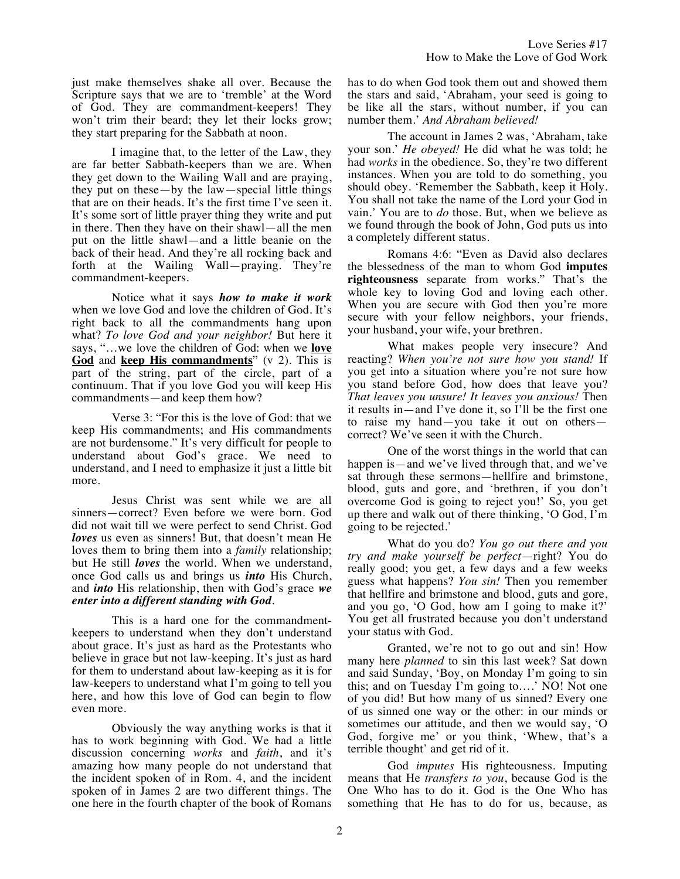just make themselves shake all over. Because the Scripture says that we are to 'tremble' at the Word of God. They are commandment-keepers! They won't trim their beard; they let their locks grow; they start preparing for the Sabbath at noon.

I imagine that, to the letter of the Law, they are far better Sabbath-keepers than we are. When they get down to the Wailing Wall and are praying, they put on these—by the law—special little things that are on their heads. It's the first time I've seen it. It's some sort of little prayer thing they write and put in there. Then they have on their shawl—all the men put on the little shawl—and a little beanie on the back of their head. And they're all rocking back and forth at the Wailing Wall—praying. They're commandment-keepers.

Notice what it says ***how to make it work*** when we love God and love the children of God. It's right back to all the commandments hang upon what? *To love God and your neighbor!* But here it says, "…we love the children of God: when we **love God** and **keep His commandments**" (v 2). This is part of the string, part of the circle, part of a continuum. That if you love God you will keep His commandments—and keep them how?

Verse 3: "For this is the love of God: that we keep His commandments; and His commandments are not burdensome." It's very difficult for people to understand about God's grace. We need to understand, and I need to emphasize it just a little bit more.

Jesus Christ was sent while we are all sinners—correct? Even before we were born. God did not wait till we were perfect to send Christ. God ***loves*** us even as sinners! But, that doesn't mean He loves them to bring them into a *family* relationship; but He still ***loves*** the world. When we understand, once God calls us and brings us ***into*** His Church, and ***into*** His relationship, then with God's grace ***we enter into a different standing with God***.

This is a hard one for the commandment-keepers to understand when they don't understand about grace. It's just as hard as the Protestants who believe in grace but not law-keeping. It's just as hard for them to understand about law-keeping as it is for law-keepers to understand what I'm going to tell you here, and how this love of God can begin to flow even more.

Obviously the way anything works is that it has to work beginning with God. We had a little discussion concerning *works* and *faith*, and it's amazing how many people do not understand that the incident spoken of in Rom. 4, and the incident spoken of in James 2 are two different things. The one here in the fourth chapter of the book of Romans has to do when God took them out and showed them the stars and said, 'Abraham, your seed is going to be like all the stars, without number, if you can number them.' *And Abraham believed!*

The account in James 2 was, 'Abraham, take your son.' *He obeyed!* He did what he was told; he had *works* in the obedience. So, they're two different instances. When you are told to do something, you should obey. 'Remember the Sabbath, keep it Holy. You shall not take the name of the Lord your God in vain.' You are to *do* those. But, when we believe as we found through the book of John, God puts us into a completely different status.

Romans 4:6: "Even as David also declares the blessedness of the man to whom God **imputes righteousness** separate from works." That's the whole key to loving God and loving each other. When you are secure with God then you're more secure with your fellow neighbors, your friends, your husband, your wife, your brethren.

What makes people very insecure? And reacting? *When you're not sure how you stand!* If you get into a situation where you're not sure how you stand before God, how does that leave you? *That leaves you unsure! It leaves you anxious!* Then it results in—and I've done it, so I'll be the first one to raise my hand—you take it out on others—correct? We've seen it with the Church.

One of the worst things in the world that can happen is—and we've lived through that, and we've sat through these sermons—hellfire and brimstone, blood, guts and gore, and 'brethren, if you don't overcome God is going to reject you!' So, you get up there and walk out of there thinking, 'O God, I'm going to be rejected.'

What do you do? *You go out there and you try and make yourself be perfect*—right? You do really good; you get, a few days and a few weeks guess what happens? *You sin!* Then you remember that hellfire and brimstone and blood, guts and gore, and you go, 'O God, how am I going to make it?' You get all frustrated because you don't understand your status with God.

Granted, we're not to go out and sin! How many here *planned* to sin this last week? Sat down and said Sunday, 'Boy, on Monday I'm going to sin this; and on Tuesday I'm going to….' NO! Not one of you did! But how many of us sinned? Every one of us sinned one way or the other: in our minds or sometimes our attitude, and then we would say, 'O God, forgive me' or you think, 'Whew, that's a terrible thought' and get rid of it.

God *imputes* His righteousness. Imputing means that He *transfers to you*, because God is the One Who has to do it. God is the One Who has something that He has to do for us, because, as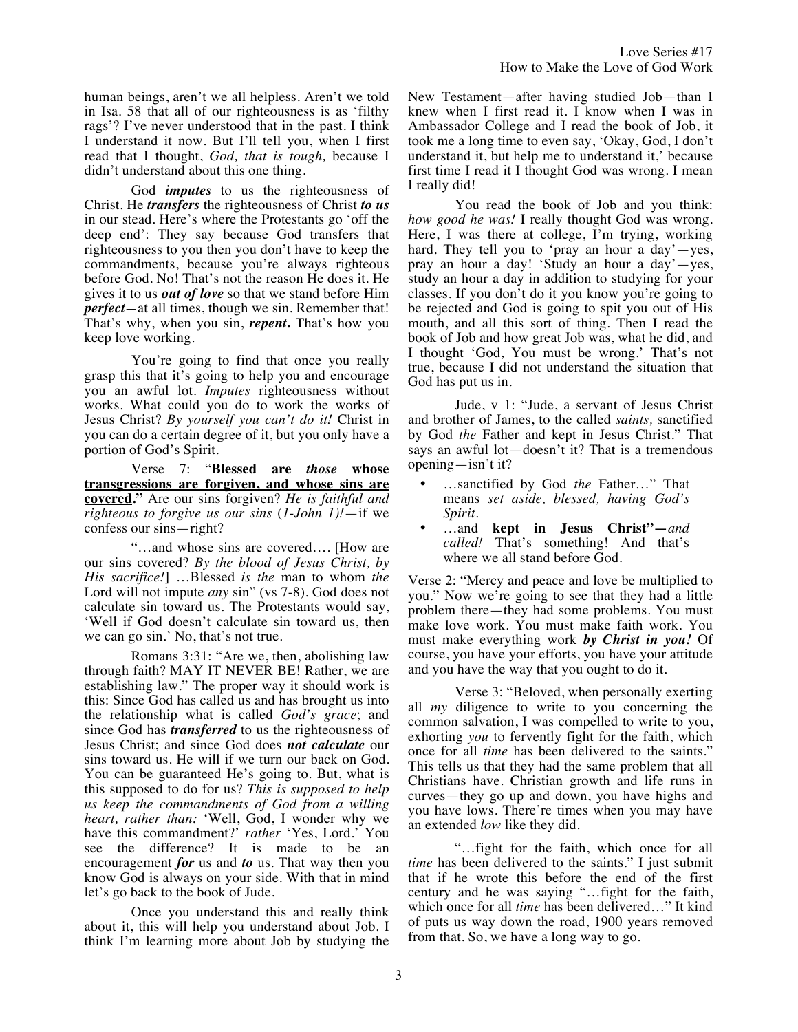human beings, aren't we all helpless. Aren't we told in Isa. 58 that all of our righteousness is as 'filthy rags'? I've never understood that in the past. I think I understand it now. But I'll tell you, when I first read that I thought, *God, that is tough,* because I didn't understand about this one thing.

God ***imputes*** to us the righteousness of Christ. He ***transfers*** the righteousness of Christ ***to us*** in our stead. Here's where the Protestants go 'off the deep end': They say because God transfers that righteousness to you then you don't have to keep the commandments, because you're always righteous before God. No! That's not the reason He does it. He gives it to us ***out of love*** so that we stand before Him ***perfect***—at all times, though we sin. Remember that! That's why, when you sin, ***repent.*** That's how you keep love working.

You're going to find that once you really grasp this that it's going to help you and encourage you an awful lot. *Imputes* righteousness without works. What could you do to work the works of Jesus Christ? *By yourself you can't do it!* Christ in you can do a certain degree of it, but you only have a portion of God's Spirit.

Verse 7: "**Blessed are *those* whose transgressions are forgiven, and whose sins are covered.**" Are our sins forgiven? *He is faithful and righteous to forgive us our sins* (*1-John 1)!*—if we confess our sins—right?

"…and whose sins are covered…. [How are our sins covered? *By the blood of Jesus Christ, by His sacrifice!*] …Blessed *is the* man to whom *the* Lord will not impute *any* sin" (vs 7-8). God does not calculate sin toward us. The Protestants would say, 'Well if God doesn't calculate sin toward us, then we can go sin.' No, that's not true.

Romans 3:31: "Are we, then, abolishing law through faith? MAY IT NEVER BE! Rather, we are establishing law." The proper way it should work is this: Since God has called us and has brought us into the relationship what is called *God's grace*; and since God has ***transferred*** to us the righteousness of Jesus Christ; and since God does ***not calculate*** our sins toward us. He will if we turn our back on God. You can be guaranteed He's going to. But, what is this supposed to do for us? *This is supposed to help us keep the commandments of God from a willing heart, rather than:* 'Well, God, I wonder why we have this commandment?' *rather* 'Yes, Lord.' You see the difference? It is made to be an encouragement ***for*** us and ***to*** us. That way then you know God is always on your side. With that in mind let's go back to the book of Jude.

Once you understand this and really think about it, this will help you understand about Job. I think I'm learning more about Job by studying the New Testament—after having studied Job—than I knew when I first read it. I know when I was in Ambassador College and I read the book of Job, it took me a long time to even say, 'Okay, God, I don't understand it, but help me to understand it,' because first time I read it I thought God was wrong. I mean I really did!

You read the book of Job and you think: *how good he was!* I really thought God was wrong. Here, I was there at college, I'm trying, working hard. They tell you to 'pray an hour a day'—yes, pray an hour a day! 'Study an hour a day'—yes, study an hour a day in addition to studying for your classes. If you don't do it you know you're going to be rejected and God is going to spit you out of His mouth, and all this sort of thing. Then I read the book of Job and how great Job was, what he did, and I thought 'God, You must be wrong.' That's not true, because I did not understand the situation that God has put us in.

Jude, v 1: "Jude, a servant of Jesus Christ and brother of James, to the called *saints,* sanctified by God *the* Father and kept in Jesus Christ." That says an awful lot—doesn't it? That is a tremendous opening—isn't it?

- …sanctified by God *the* Father…" That means *set aside, blessed, having God's Spirit.*
- …and **kept in Jesus Christ"—***and called!* That's something! And that's where we all stand before God.

Verse 2: "Mercy and peace and love be multiplied to you." Now we're going to see that they had a little problem there—they had some problems. You must make love work. You must make faith work. You must make everything work ***by Christ in you!*** Of course, you have your efforts, you have your attitude and you have the way that you ought to do it.

Verse 3: "Beloved, when personally exerting all *my* diligence to write to you concerning the common salvation, I was compelled to write to you, exhorting *you* to fervently fight for the faith, which once for all *time* has been delivered to the saints." This tells us that they had the same problem that all Christians have. Christian growth and life runs in curves—they go up and down, you have highs and you have lows. There're times when you may have an extended *low* like they did.

"…fight for the faith, which once for all *time* has been delivered to the saints." I just submit that if he wrote this before the end of the first century and he was saying "…fight for the faith, which once for all *time* has been delivered…" It kind of puts us way down the road, 1900 years removed from that. So, we have a long way to go.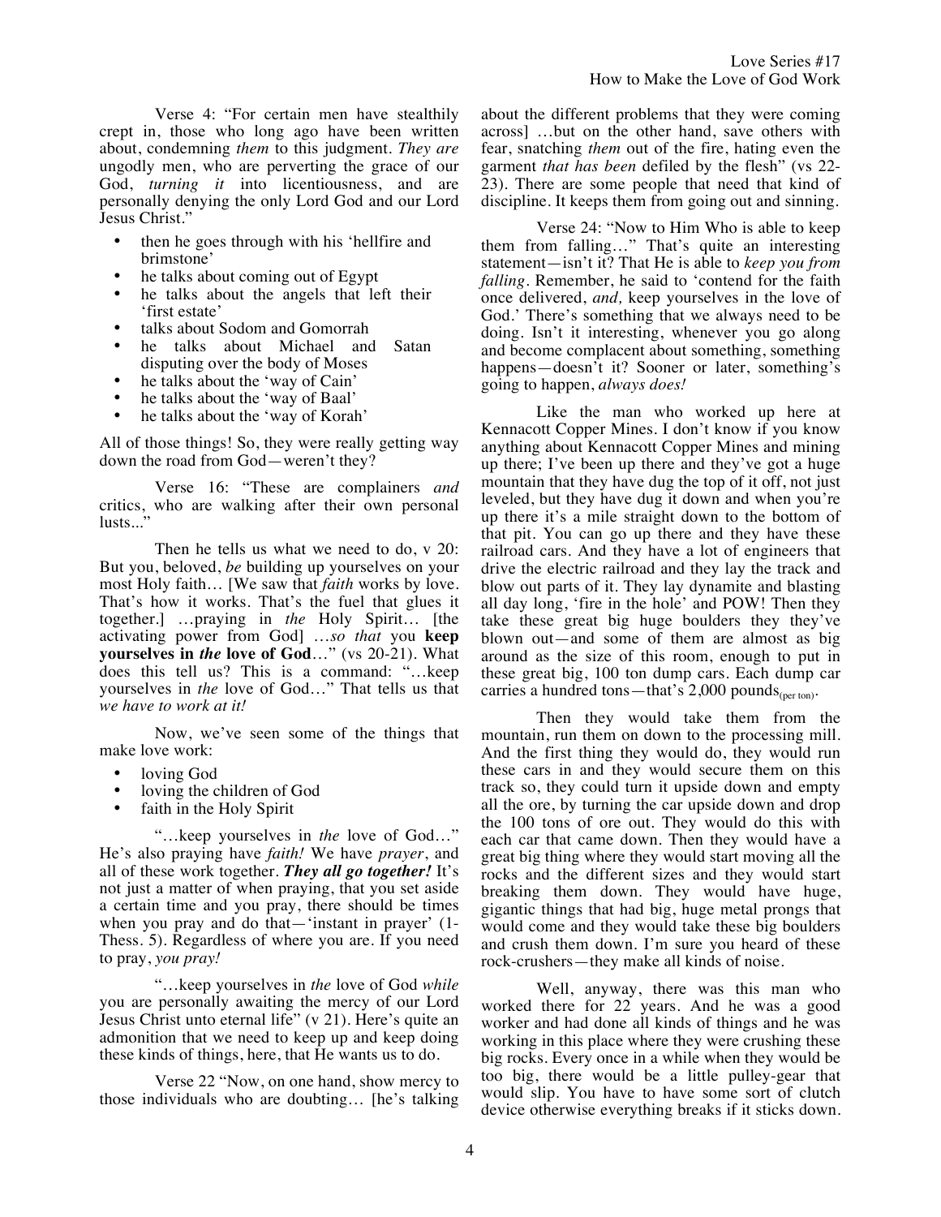Verse 4: "For certain men have stealthily crept in, those who long ago have been written about, condemning *them* to this judgment. *They are* ungodly men, who are perverting the grace of our God, *turning it* into licentiousness, and are personally denying the only Lord God and our Lord Jesus Christ."

- then he goes through with his 'hellfire and brimstone'
- he talks about coming out of Egypt
- he talks about the angels that left their 'first estate'
- talks about Sodom and Gomorrah
- he talks about Michael and Satan disputing over the body of Moses
- he talks about the 'way of Cain'
- he talks about the 'way of Baal'
- he talks about the 'way of Korah'

All of those things! So, they were really getting way down the road from God—weren't they?

Verse 16: "These are complainers *and* critics, who are walking after their own personal lusts..."

Then he tells us what we need to do, v 20: But you, beloved, *be* building up yourselves on your most Holy faith… [We saw that *faith* works by love. That's how it works. That's the fuel that glues it together.] …praying in *the* Holy Spirit… [the activating power from God] …*so that* you **keep yourselves in *the* love of God**…" (vs 20-21). What does this tell us? This is a command: "…keep yourselves in *the* love of God…" That tells us that *we have to work at it!*

Now, we've seen some of the things that make love work:

- loving God
- loving the children of God
- faith in the Holy Spirit

"…keep yourselves in *the* love of God…" He's also praying have *faith!* We have *prayer*, and all of these work together. ***They all go together!*** It's not just a matter of when praying, that you set aside a certain time and you pray, there should be times when you pray and do that—'instant in prayer' (1-Thess. 5). Regardless of where you are. If you need to pray, *you pray!*

"…keep yourselves in *the* love of God *while* you are personally awaiting the mercy of our Lord Jesus Christ unto eternal life" (v 21). Here's quite an admonition that we need to keep up and keep doing these kinds of things, here, that He wants us to do.

Verse 22 "Now, on one hand, show mercy to those individuals who are doubting… [he's talking about the different problems that they were coming across] …but on the other hand, save others with fear, snatching *them* out of the fire, hating even the garment *that has been* defiled by the flesh" (vs 22-23). There are some people that need that kind of discipline. It keeps them from going out and sinning.

Verse 24: "Now to Him Who is able to keep them from falling…" That's quite an interesting statement—isn't it? That He is able to *keep you from falling*. Remember, he said to 'contend for the faith once delivered, *and,* keep yourselves in the love of God.' There's something that we always need to be doing. Isn't it interesting, whenever you go along and become complacent about something, something happens—doesn't it? Sooner or later, something's going to happen, *always does!*

Like the man who worked up here at Kennacott Copper Mines. I don't know if you know anything about Kennacott Copper Mines and mining up there; I've been up there and they've got a huge mountain that they have dug the top of it off, not just leveled, but they have dug it down and when you're up there it's a mile straight down to the bottom of that pit. You can go up there and they have these railroad cars. And they have a lot of engineers that drive the electric railroad and they lay the track and blow out parts of it. They lay dynamite and blasting all day long, 'fire in the hole' and POW! Then they take these great big huge boulders they they've blown out—and some of them are almost as big around as the size of this room, enough to put in these great big, 100 ton dump cars. Each dump car carries a hundred tons—that's 2,000 pounds$_{\text{(per ton)}}$.

Then they would take them from the mountain, run them on down to the processing mill. And the first thing they would do, they would run these cars in and they would secure them on this track so, they could turn it upside down and empty all the ore, by turning the car upside down and drop the 100 tons of ore out. They would do this with each car that came down. Then they would have a great big thing where they would start moving all the rocks and the different sizes and they would start breaking them down. They would have huge, gigantic things that had big, huge metal prongs that would come and they would take these big boulders and crush them down. I'm sure you heard of these rock-crushers—they make all kinds of noise.

Well, anyway, there was this man who worked there for 22 years. And he was a good worker and had done all kinds of things and he was working in this place where they were crushing these big rocks. Every once in a while when they would be too big, there would be a little pulley-gear that would slip. You have to have some sort of clutch device otherwise everything breaks if it sticks down.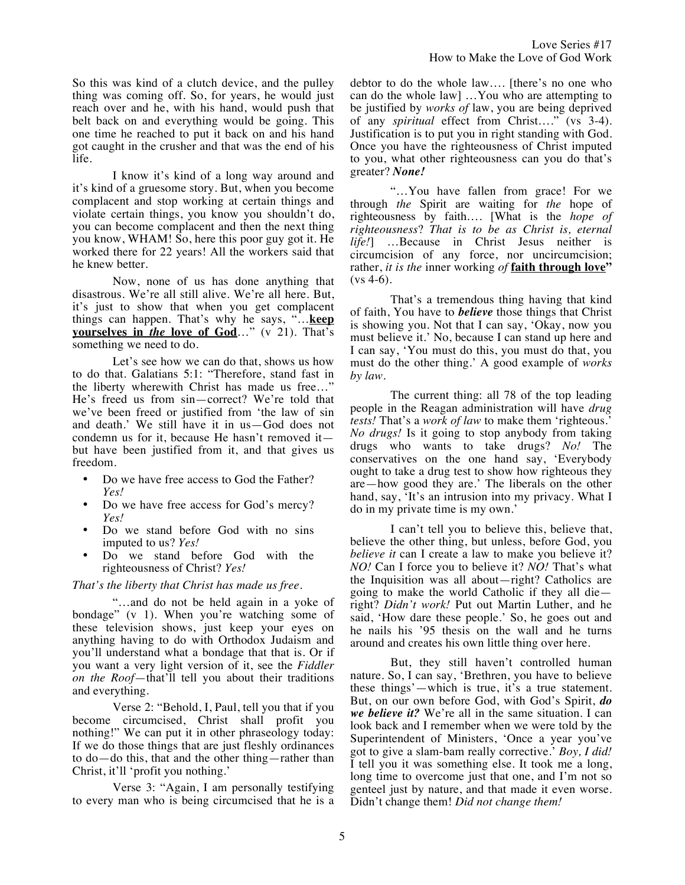So this was kind of a clutch device, and the pulley thing was coming off. So, for years, he would just reach over and he, with his hand, would push that belt back on and everything would be going. This one time he reached to put it back on and his hand got caught in the crusher and that was the end of his life.

I know it's kind of a long way around and it's kind of a gruesome story. But, when you become complacent and stop working at certain things and violate certain things, you know you shouldn't do, you can become complacent and then the next thing you know, WHAM! So, here this poor guy got it. He worked there for 22 years! All the workers said that he knew better.

Now, none of us has done anything that disastrous. We're all still alive. We're all here. But, it's just to show that when you get complacent things can happen. That's why he says, "…**<u>keep yourselves in *the* love of God</u>**…" (v 21). That's something we need to do.

Let's see how we can do that, shows us how to do that. Galatians 5:1: "Therefore, stand fast in the liberty wherewith Christ has made us free…" He's freed us from sin—correct? We're told that we've been freed or justified from 'the law of sin and death.' We still have it in us—God does not condemn us for it, because He hasn't removed it—but have been justified from it, and that gives us freedom.

- Do we have free access to God the Father? *Yes!*
- Do we have free access for God's mercy? *Yes!*
- Do we stand before God with no sins imputed to us? *Yes!*
- Do we stand before God with the righteousness of Christ? *Yes!*

*That's the liberty that Christ has made us free.*

"…and do not be held again in a yoke of bondage" (v 1). When you're watching some of these television shows, just keep your eyes on anything having to do with Orthodox Judaism and you'll understand what a bondage that that is. Or if you want a very light version of it, see the *Fiddler on the Roof*—that'll tell you about their traditions and everything.

Verse 2: "Behold, I, Paul, tell you that if you become circumcised, Christ shall profit you nothing!" We can put it in other phraseology today: If we do those things that are just fleshly ordinances to do—do this, that and the other thing—rather than Christ, it'll 'profit you nothing.'

Verse 3: "Again, I am personally testifying to every man who is being circumcised that he is a debtor to do the whole law…. [there's no one who can do the whole law] …You who are attempting to be justified by *works of* law, you are being deprived of any *spiritual* effect from Christ…." (vs 3-4). Justification is to put you in right standing with God. Once you have the righteousness of Christ imputed to you, what other righteousness can you do that's greater? ***None!***

"…You have fallen from grace! For we through *the* Spirit are waiting for *the* hope of righteousness by faith…. [What is the *hope of righteousness*? *That is to be as Christ is, eternal life!*] …Because in Christ Jesus neither is circumcision of any force, nor uncircumcision; rather, *it is the* inner working *of* **<u>faith through love</u>"** (vs 4-6).

That's a tremendous thing having that kind of faith, You have to ***believe*** those things that Christ is showing you. Not that I can say, 'Okay, now you must believe it.' No, because I can stand up here and I can say, 'You must do this, you must do that, you must do the other thing.' A good example of *works by law*.

The current thing: all 78 of the top leading people in the Reagan administration will have *drug tests!* That's a *work of law* to make them 'righteous.' *No drugs!* Is it going to stop anybody from taking drugs who wants to take drugs? *No!* The conservatives on the one hand say, 'Everybody ought to take a drug test to show how righteous they are—how good they are.' The liberals on the other hand, say, 'It's an intrusion into my privacy. What I do in my private time is my own.'

I can't tell you to believe this, believe that, believe the other thing, but unless, before God, you *believe it* can I create a law to make you believe it? *NO!* Can I force you to believe it? *NO!* That's what the Inquisition was all about—right? Catholics are going to make the world Catholic if they all die—right? *Didn't work!* Put out Martin Luther, and he said, 'How dare these people.' So, he goes out and he nails his '95 thesis on the wall and he turns around and creates his own little thing over here.

But, they still haven't controlled human nature. So, I can say, 'Brethren, you have to believe these things'—which is true, it's a true statement. But, on our own before God, with God's Spirit, ***do we believe it?*** We're all in the same situation. I can look back and I remember when we were told by the Superintendent of Ministers, 'Once a year you've got to give a slam-bam really corrective.' *Boy, I did!* I tell you it was something else. It took me a long, long time to overcome just that one, and I'm not so genteel just by nature, and that made it even worse. Didn't change them! *Did not change them!*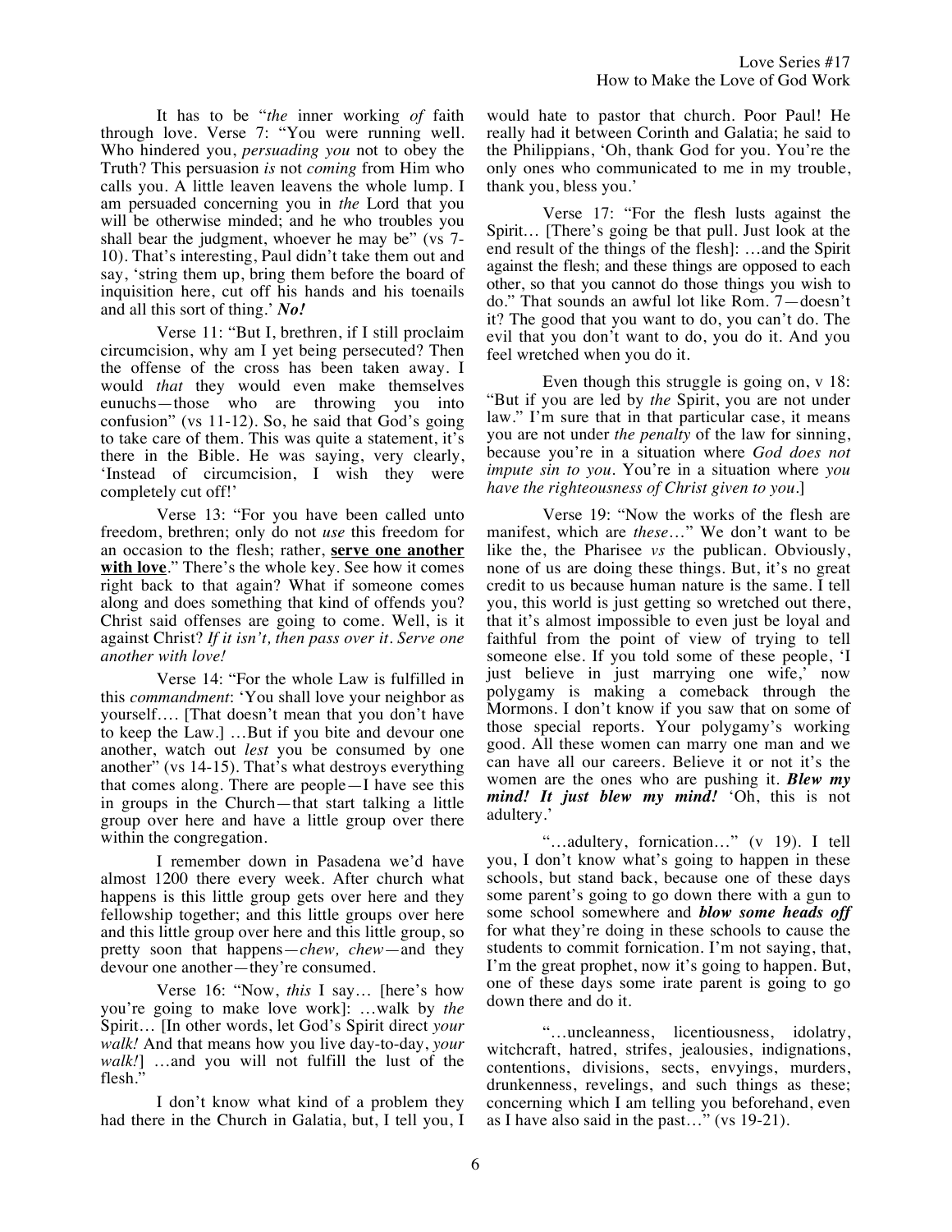It has to be "*the* inner working *of* faith through love. Verse 7: "You were running well. Who hindered you, *persuading you* not to obey the Truth? This persuasion *is* not *coming* from Him who calls you. A little leaven leavens the whole lump. I am persuaded concerning you in *the* Lord that you will be otherwise minded; and he who troubles you shall bear the judgment, whoever he may be" (vs 7-10). That's interesting, Paul didn't take them out and say, 'string them up, bring them before the board of inquisition here, cut off his hands and his toenails and all this sort of thing.' ***No!***

Verse 11: "But I, brethren, if I still proclaim circumcision, why am I yet being persecuted? Then the offense of the cross has been taken away. I would *that* they would even make themselves eunuchs—those who are throwing you into confusion" (vs 11-12). So, he said that God's going to take care of them. This was quite a statement, it's there in the Bible. He was saying, very clearly, 'Instead of circumcision, I wish they were completely cut off!'

Verse 13: "For you have been called unto freedom, brethren; only do not *use* this freedom for an occasion to the flesh; rather, **<u>serve one another with love</u>**." There's the whole key. See how it comes right back to that again? What if someone comes along and does something that kind of offends you? Christ said offenses are going to come. Well, is it against Christ? *If it isn't, then pass over it. Serve one another with love!*

Verse 14: "For the whole Law is fulfilled in this *commandment*: 'You shall love your neighbor as yourself…. [That doesn't mean that you don't have to keep the Law.] …But if you bite and devour one another, watch out *lest* you be consumed by one another" (vs 14-15). That's what destroys everything that comes along. There are people—I have see this in groups in the Church—that start talking a little group over here and have a little group over there within the congregation.

I remember down in Pasadena we'd have almost 1200 there every week. After church what happens is this little group gets over here and they fellowship together; and this little groups over here and this little group over here and this little group, so pretty soon that happens—*chew, chew*—and they devour one another—they're consumed.

Verse 16: "Now, *this* I say… [here's how you're going to make love work]: …walk by *the* Spirit… [In other words, let God's Spirit direct *your walk!* And that means how you live day-to-day, *your walk!*] …and you will not fulfill the lust of the flesh."

I don't know what kind of a problem they had there in the Church in Galatia, but, I tell you, I would hate to pastor that church. Poor Paul! He really had it between Corinth and Galatia; he said to the Philippians, 'Oh, thank God for you. You're the only ones who communicated to me in my trouble, thank you, bless you.'

Verse 17: "For the flesh lusts against the Spirit… [There's going be that pull. Just look at the end result of the things of the flesh]: …and the Spirit against the flesh; and these things are opposed to each other, so that you cannot do those things you wish to do." That sounds an awful lot like Rom. 7—doesn't it? The good that you want to do, you can't do. The evil that you don't want to do, you do it. And you feel wretched when you do it.

Even though this struggle is going on, v 18: "But if you are led by *the* Spirit, you are not under law." I'm sure that in that particular case, it means you are not under *the penalty* of the law for sinning, because you're in a situation where *God does not impute sin to you*. You're in a situation where *you have the righteousness of Christ given to you*.]

Verse 19: "Now the works of the flesh are manifest, which are *these*…" We don't want to be like the, the Pharisee *vs* the publican. Obviously, none of us are doing these things. But, it's no great credit to us because human nature is the same. I tell you, this world is just getting so wretched out there, that it's almost impossible to even just be loyal and faithful from the point of view of trying to tell someone else. If you told some of these people, 'I just believe in just marrying one wife,' now polygamy is making a comeback through the Mormons. I don't know if you saw that on some of those special reports. Your polygamy's working good. All these women can marry one man and we can have all our careers. Believe it or not it's the women are the ones who are pushing it. ***Blew my mind! It just blew my mind!*** 'Oh, this is not adultery.'

"…adultery, fornication…" (v 19). I tell you, I don't know what's going to happen in these schools, but stand back, because one of these days some parent's going to go down there with a gun to some school somewhere and ***blow some heads off*** for what they're doing in these schools to cause the students to commit fornication. I'm not saying, that, I'm the great prophet, now it's going to happen. But, one of these days some irate parent is going to go down there and do it.

"…uncleanness, licentiousness, idolatry, witchcraft, hatred, strifes, jealousies, indignations, contentions, divisions, sects, envyings, murders, drunkenness, revelings, and such things as these; concerning which I am telling you beforehand, even as I have also said in the past…" (vs 19-21).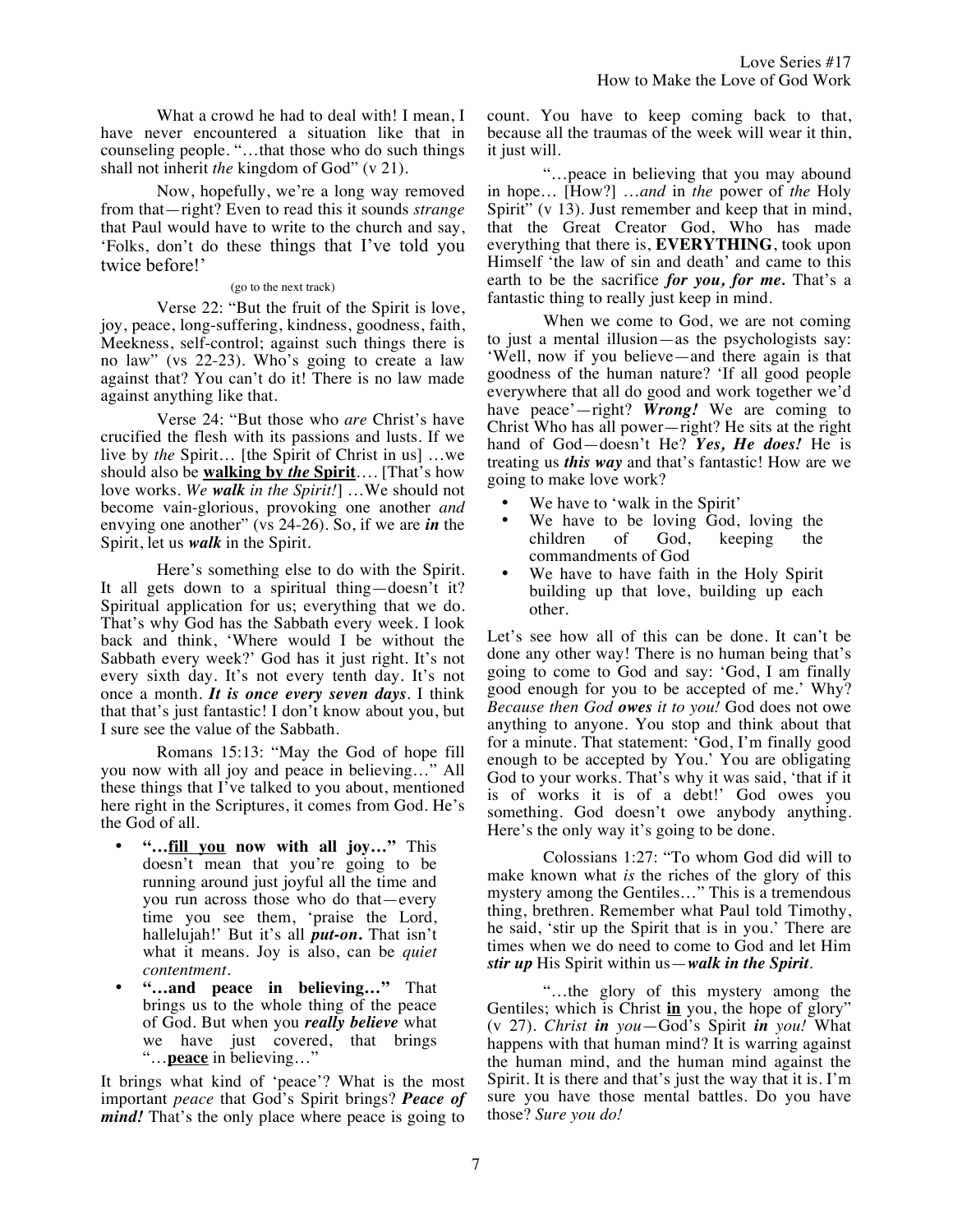What a crowd he had to deal with! I mean, I have never encountered a situation like that in counseling people. "…that those who do such things shall not inherit *the* kingdom of God" (v 21).

Now, hopefully, we're a long way removed from that—right? Even to read this it sounds *strange* that Paul would have to write to the church and say, 'Folks, don't do these things that I've told you twice before!'

(go to the next track)

Verse 22: "But the fruit of the Spirit is love, joy, peace, long-suffering, kindness, goodness, faith, Meekness, self-control; against such things there is no law" (vs 22-23). Who's going to create a law against that? You can't do it! There is no law made against anything like that.

Verse 24: "But those who *are* Christ's have crucified the flesh with its passions and lusts. If we live by *the* Spirit… [the Spirit of Christ in us] …we should also be **walking by *the* Spirit**…. [That's how love works. *We **walk** in the Spirit!*] …We should not become vain-glorious, provoking one another *and* envying one another" (vs 24-26). So, if we are ***in*** the Spirit, let us ***walk*** in the Spirit.

Here's something else to do with the Spirit. It all gets down to a spiritual thing—doesn't it? Spiritual application for us; everything that we do. That's why God has the Sabbath every week. I look back and think, 'Where would I be without the Sabbath every week?' God has it just right. It's not every sixth day. It's not every tenth day. It's not once a month. ***It is once every seven days***. I think that that's just fantastic! I don't know about you, but I sure see the value of the Sabbath.

Romans 15:13: "May the God of hope fill you now with all joy and peace in believing…" All these things that I've talked to you about, mentioned here right in the Scriptures, it comes from God. He's the God of all.

- **"…fill you now with all joy…"** This doesn't mean that you're going to be running around just joyful all the time and you run across those who do that—every time you see them, 'praise the Lord, hallelujah!' But it's all ***put-on.*** That isn't what it means. Joy is also, can be *quiet contentment*.
- **"…and peace in believing…"** That brings us to the whole thing of the peace of God. But when you ***really believe*** what we have just covered, that brings "…**peace** in believing…"

It brings what kind of 'peace'? What is the most important *peace* that God's Spirit brings? ***Peace of mind!*** That's the only place where peace is going to count. You have to keep coming back to that, because all the traumas of the week will wear it thin, it just will.

"…peace in believing that you may abound in hope… [How?] …*and* in *the* power of *the* Holy Spirit" (v 13). Just remember and keep that in mind, that the Great Creator God, Who has made everything that there is, **EVERYTHING**, took upon Himself 'the law of sin and death' and came to this earth to be the sacrifice ***for you, for me.*** That's a fantastic thing to really just keep in mind.

When we come to God, we are not coming to just a mental illusion—as the psychologists say: 'Well, now if you believe—and there again is that goodness of the human nature? 'If all good people everywhere that all do good and work together we'd have peace'—right? ***Wrong!*** We are coming to Christ Who has all power—right? He sits at the right hand of God—doesn't He? ***Yes, He does!*** He is treating us ***this way*** and that's fantastic! How are we going to make love work?

- We have to 'walk in the Spirit'
- We have to be loving God, loving the children of God, keeping the commandments of God
- We have to have faith in the Holy Spirit building up that love, building up each other.

Let's see how all of this can be done. It can't be done any other way! There is no human being that's going to come to God and say: 'God, I am finally good enough for you to be accepted of me.' Why? *Because then God **owes** it to you!* God does not owe anything to anyone. You stop and think about that for a minute. That statement: 'God, I'm finally good enough to be accepted by You.' You are obligating God to your works. That's why it was said, 'that if it is of works it is of a debt!' God owes you something. God doesn't owe anybody anything. Here's the only way it's going to be done.

Colossians 1:27: "To whom God did will to make known what *is* the riches of the glory of this mystery among the Gentiles…" This is a tremendous thing, brethren. Remember what Paul told Timothy, he said, 'stir up the Spirit that is in you.' There are times when we do need to come to God and let Him ***stir up*** His Spirit within us—***walk in the Spirit***.

"…the glory of this mystery among the Gentiles; which is Christ **in** you, the hope of glory" (v 27). *Christ **in** you*—God's Spirit ***in*** *you!* What happens with that human mind? It is warring against the human mind, and the human mind against the Spirit. It is there and that's just the way that it is. I'm sure you have those mental battles. Do you have those? *Sure you do!*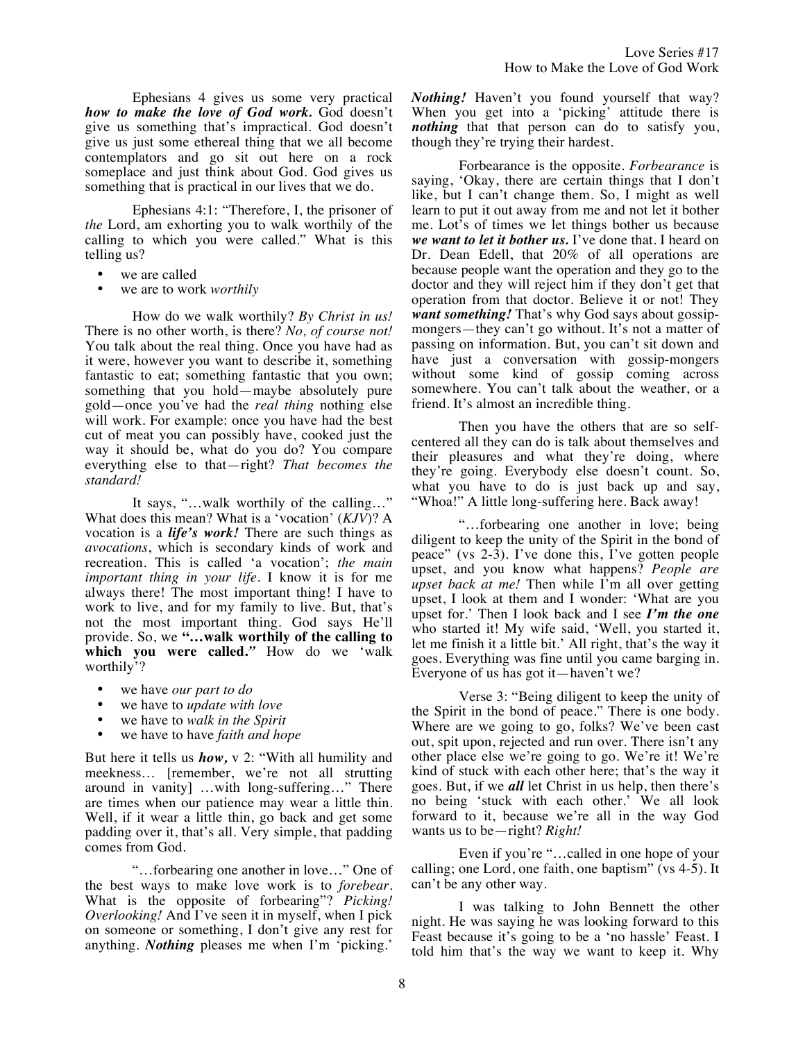Ephesians 4 gives us some very practical ***how to make the love of God work.*** God doesn't give us something that's impractical. God doesn't give us just some ethereal thing that we all become contemplators and go sit out here on a rock someplace and just think about God. God gives us something that is practical in our lives that we do.

Ephesians 4:1: "Therefore, I, the prisoner of *the* Lord, am exhorting you to walk worthily of the calling to which you were called." What is this telling us?

- we are called
- we are to work *worthily*

How do we walk worthily? *By Christ in us!* There is no other worth, is there? *No, of course not!* You talk about the real thing. Once you have had as it were, however you want to describe it, something fantastic to eat; something fantastic that you own; something that you hold—maybe absolutely pure gold—once you've had the *real thing* nothing else will work. For example: once you have had the best cut of meat you can possibly have, cooked just the way it should be, what do you do? You compare everything else to that—right? *That becomes the standard!*

It says, "…walk worthily of the calling…" What does this mean? What is a 'vocation' (*KJV*)? A vocation is a ***life's work!*** There are such things as *avocations*, which is secondary kinds of work and recreation. This is called 'a vocation'; *the main important thing in your life*. I know it is for me always there! The most important thing! I have to work to live, and for my family to live. But, that's not the most important thing. God says He'll provide. So, we **"…walk worthily of the calling to which you were called."** How do we 'walk worthily'?

- we have *our part to do*
- we have to *update with love*
- we have to *walk in the Spirit*
- we have to have *faith and hope*

But here it tells us ***how,*** v 2: "With all humility and meekness… [remember, we're not all strutting around in vanity] …with long-suffering…" There are times when our patience may wear a little thin. Well, if it wear a little thin, go back and get some padding over it, that's all. Very simple, that padding comes from God.

"…forbearing one another in love…" One of the best ways to make love work is to *forebear*. What is the opposite of forbearing"? *Picking! Overlooking!* And I've seen it in myself, when I pick on someone or something, I don't give any rest for anything. ***Nothing*** pleases me when I'm 'picking.' ***Nothing!*** Haven't you found yourself that way? When you get into a 'picking' attitude there is ***nothing*** that that person can do to satisfy you, though they're trying their hardest.

Forbearance is the opposite. *Forbearance* is saying, 'Okay, there are certain things that I don't like, but I can't change them. So, I might as well learn to put it out away from me and not let it bother me. Lot's of times we let things bother us because ***we want to let it bother us.*** I've done that. I heard on Dr. Dean Edell, that 20% of all operations are because people want the operation and they go to the doctor and they will reject him if they don't get that operation from that doctor. Believe it or not! They ***want something!*** That's why God says about gossip-mongers—they can't go without. It's not a matter of passing on information. But, you can't sit down and have just a conversation with gossip-mongers without some kind of gossip coming across somewhere. You can't talk about the weather, or a friend. It's almost an incredible thing.

Then you have the others that are so self-centered all they can do is talk about themselves and their pleasures and what they're doing, where they're going. Everybody else doesn't count. So, what you have to do is just back up and say, "Whoa!" A little long-suffering here. Back away!

"…forbearing one another in love; being diligent to keep the unity of the Spirit in the bond of peace" (vs 2-3). I've done this, I've gotten people upset, and you know what happens? *People are upset back at me!* Then while I'm all over getting upset, I look at them and I wonder: 'What are you upset for.' Then I look back and I see ***I'm the one*** who started it! My wife said, 'Well, you started it, let me finish it a little bit.' All right, that's the way it goes. Everything was fine until you came barging in. Everyone of us has got it—haven't we?

Verse 3: "Being diligent to keep the unity of the Spirit in the bond of peace." There is one body. Where are we going to go, folks? We've been cast out, spit upon, rejected and run over. There isn't any other place else we're going to go. We're it! We're kind of stuck with each other here; that's the way it goes. But, if we ***all*** let Christ in us help, then there's no being 'stuck with each other.' We all look forward to it, because we're all in the way God wants us to be—right? *Right!*

Even if you're "…called in one hope of your calling; one Lord, one faith, one baptism" (vs 4-5). It can't be any other way.

I was talking to John Bennett the other night. He was saying he was looking forward to this Feast because it's going to be a 'no hassle' Feast. I told him that's the way we want to keep it. Why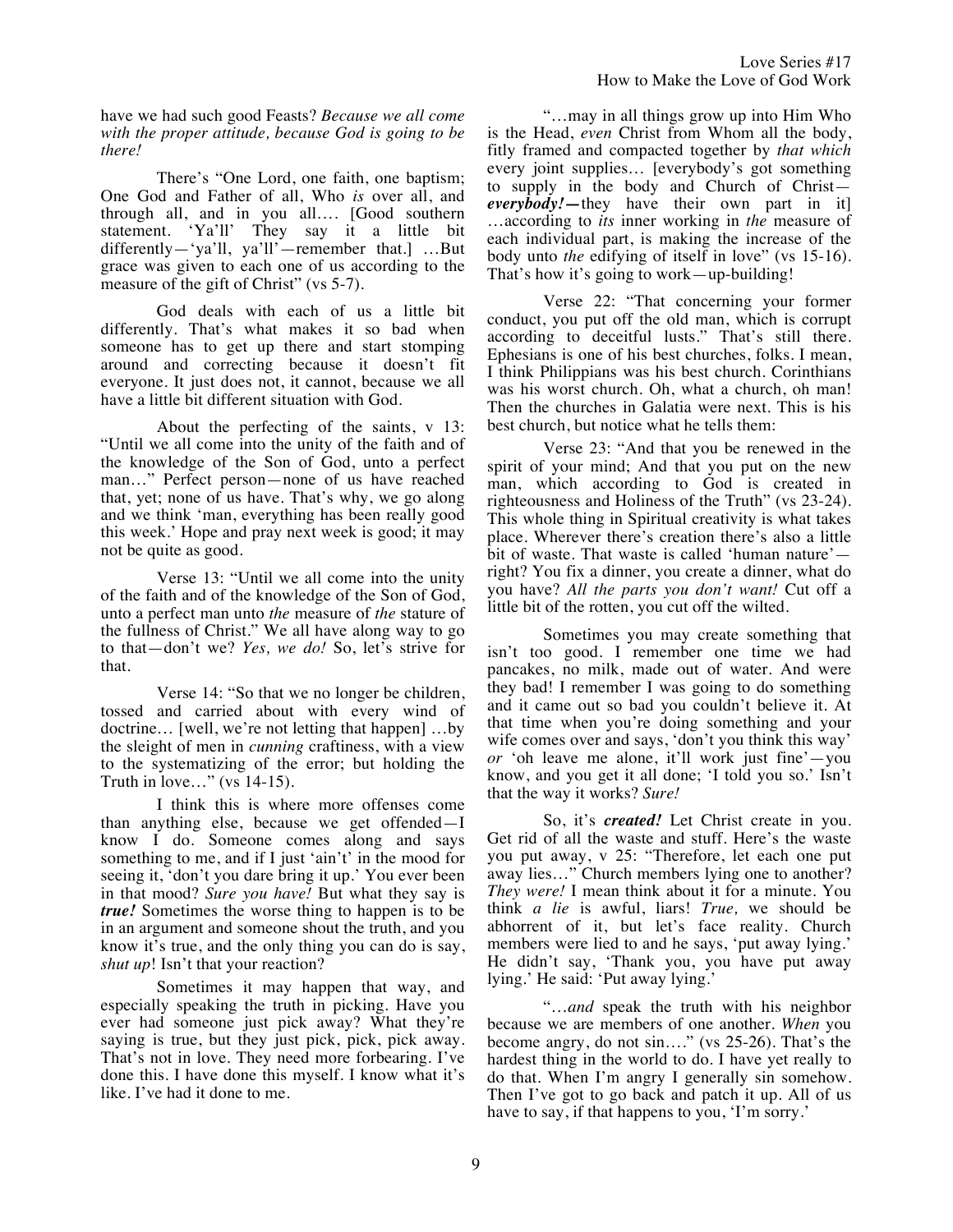have we had such good Feasts? *Because we all come with the proper attitude, because God is going to be there!*

There's "One Lord, one faith, one baptism; One God and Father of all, Who *is* over all, and through all, and in you all…. [Good southern statement. 'Ya'll' They say it a little bit differently—'ya'll, ya'll'—remember that.] …But grace was given to each one of us according to the measure of the gift of Christ" (vs 5-7).

God deals with each of us a little bit differently. That's what makes it so bad when someone has to get up there and start stomping around and correcting because it doesn't fit everyone. It just does not, it cannot, because we all have a little bit different situation with God.

About the perfecting of the saints, v 13: "Until we all come into the unity of the faith and of the knowledge of the Son of God, unto a perfect man…" Perfect person—none of us have reached that, yet; none of us have. That's why, we go along and we think 'man, everything has been really good this week.' Hope and pray next week is good; it may not be quite as good.

Verse 13: "Until we all come into the unity of the faith and of the knowledge of the Son of God, unto a perfect man unto *the* measure of *the* stature of the fullness of Christ." We all have along way to go to that—don't we? *Yes, we do!* So, let's strive for that.

Verse 14: "So that we no longer be children, tossed and carried about with every wind of doctrine… [well, we're not letting that happen] …by the sleight of men in *cunning* craftiness, with a view to the systematizing of the error; but holding the Truth in love…" (vs 14-15).

I think this is where more offenses come than anything else, because we get offended—I know I do. Someone comes along and says something to me, and if I just 'ain't' in the mood for seeing it, 'don't you dare bring it up.' You ever been in that mood? *Sure you have!* But what they say is ***true!*** Sometimes the worse thing to happen is to be in an argument and someone shout the truth, and you know it's true, and the only thing you can do is say, *shut up*! Isn't that your reaction?

Sometimes it may happen that way, and especially speaking the truth in picking. Have you ever had someone just pick away? What they're saying is true, but they just pick, pick, pick away. That's not in love. They need more forbearing. I've done this. I have done this myself. I know what it's like. I've had it done to me.

"…may in all things grow up into Him Who is the Head, *even* Christ from Whom all the body, fitly framed and compacted together by *that which* every joint supplies… [everybody's got something to supply in the body and Church of Christ—***everybody!***—they have their own part in it] …according to *its* inner working in *the* measure of each individual part, is making the increase of the body unto *the* edifying of itself in love" (vs 15-16). That's how it's going to work—up-building!

Verse 22: "That concerning your former conduct, you put off the old man, which is corrupt according to deceitful lusts." That's still there. Ephesians is one of his best churches, folks. I mean, I think Philippians was his best church. Corinthians was his worst church. Oh, what a church, oh man! Then the churches in Galatia were next. This is his best church, but notice what he tells them:

Verse 23: "And that you be renewed in the spirit of your mind; And that you put on the new man, which according to God is created in righteousness and Holiness of the Truth" (vs 23-24). This whole thing in Spiritual creativity is what takes place. Wherever there's creation there's also a little bit of waste. That waste is called 'human nature'—right? You fix a dinner, you create a dinner, what do you have? *All the parts you don't want!* Cut off a little bit of the rotten, you cut off the wilted.

Sometimes you may create something that isn't too good. I remember one time we had pancakes, no milk, made out of water. And were they bad! I remember I was going to do something and it came out so bad you couldn't believe it. At that time when you're doing something and your wife comes over and says, 'don't you think this way' *or* 'oh leave me alone, it'll work just fine'—you know, and you get it all done; 'I told you so.' Isn't that the way it works? *Sure!*

So, it's ***created!*** Let Christ create in you. Get rid of all the waste and stuff. Here's the waste you put away, v 25: "Therefore, let each one put away lies…" Church members lying one to another? *They were!* I mean think about it for a minute. You think *a lie* is awful, liars! *True,* we should be abhorrent of it, but let's face reality. Church members were lied to and he says, 'put away lying.' He didn't say, 'Thank you, you have put away lying.' He said: 'Put away lying.'

"…*and* speak the truth with his neighbor because we are members of one another. *When* you become angry, do not sin…." (vs 25-26). That's the hardest thing in the world to do. I have yet really to do that. When I'm angry I generally sin somehow. Then I've got to go back and patch it up. All of us have to say, if that happens to you, 'I'm sorry.'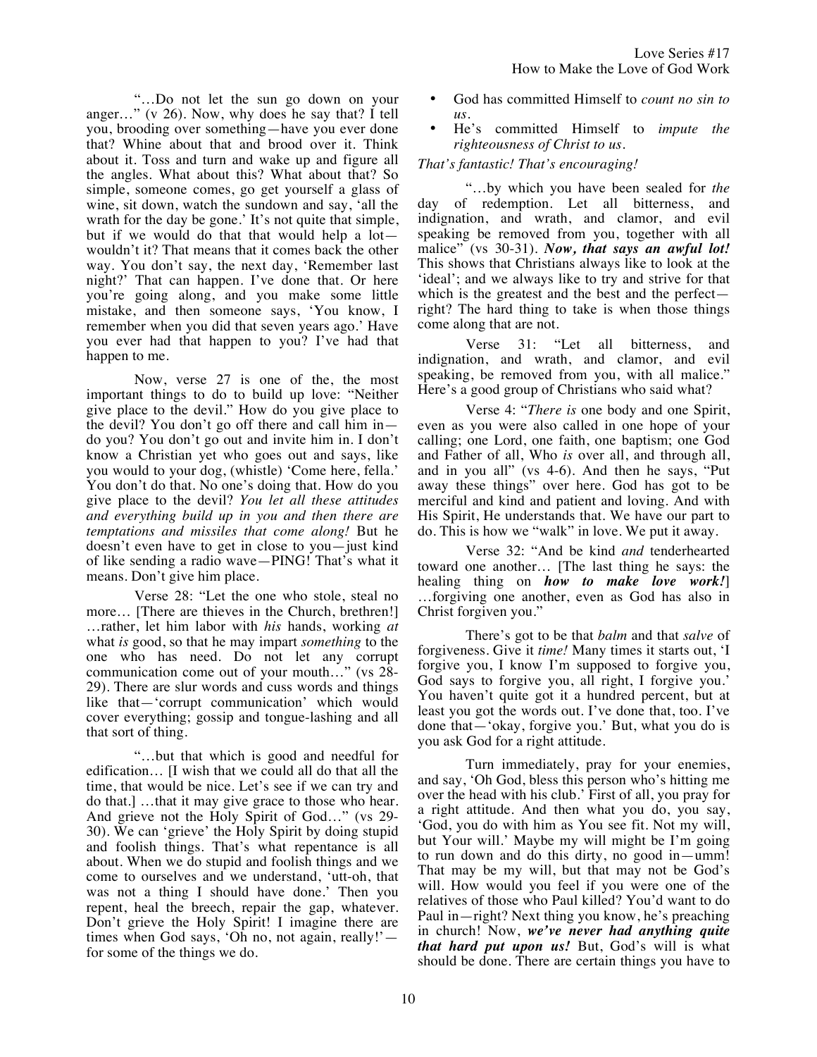"…Do not let the sun go down on your anger…" (v 26). Now, why does he say that? I tell you, brooding over something—have you ever done that? Whine about that and brood over it. Think about it. Toss and turn and wake up and figure all the angles. What about this? What about that? So simple, someone comes, go get yourself a glass of wine, sit down, watch the sundown and say, 'all the wrath for the day be gone.' It's not quite that simple, but if we would do that that would help a lot—wouldn't it? That means that it comes back the other way. You don't say, the next day, 'Remember last night?' That can happen. I've done that. Or here you're going along, and you make some little mistake, and then someone says, 'You know, I remember when you did that seven years ago.' Have you ever had that happen to you? I've had that happen to me.

Now, verse 27 is one of the, the most important things to do to build up love: "Neither give place to the devil." How do you give place to the devil? You don't go off there and call him in—do you? You don't go out and invite him in. I don't know a Christian yet who goes out and says, like you would to your dog, (whistle) 'Come here, fella.' You don't do that. No one's doing that. How do you give place to the devil? *You let all these attitudes and everything build up in you and then there are temptations and missiles that come along!* But he doesn't even have to get in close to you—just kind of like sending a radio wave—PING! That's what it means. Don't give him place.

Verse 28: "Let the one who stole, steal no more… [There are thieves in the Church, brethren!] …rather, let him labor with *his* hands, working *at* what *is* good, so that he may impart *something* to the one who has need. Do not let any corrupt communication come out of your mouth…" (vs 28-29). There are slur words and cuss words and things like that—'corrupt communication' which would cover everything; gossip and tongue-lashing and all that sort of thing.

"…but that which is good and needful for edification… [I wish that we could all do that all the time, that would be nice. Let's see if we can try and do that.] …that it may give grace to those who hear. And grieve not the Holy Spirit of God…" (vs 29-30). We can 'grieve' the Holy Spirit by doing stupid and foolish things. That's what repentance is all about. When we do stupid and foolish things and we come to ourselves and we understand, 'utt-oh, that was not a thing I should have done.' Then you repent, heal the breech, repair the gap, whatever. Don't grieve the Holy Spirit! I imagine there are times when God says, 'Oh no, not again, really!'—for some of the things we do.

- God has committed Himself to *count no sin to us*.
- He's committed Himself to *impute the righteousness of Christ to us*.

*That's fantastic! That's encouraging!*

"…by which you have been sealed for *the* day of redemption. Let all bitterness, and indignation, and wrath, and clamor, and evil speaking be removed from you, together with all malice" (vs 30-31). ***Now, that says an awful lot!*** This shows that Christians always like to look at the 'ideal'; and we always like to try and strive for that which is the greatest and the best and the perfect—right? The hard thing to take is when those things come along that are not.

Verse 31: "Let all bitterness, and indignation, and wrath, and clamor, and evil speaking, be removed from you, with all malice." Here's a good group of Christians who said what?

Verse 4: "*There is* one body and one Spirit, even as you were also called in one hope of your calling; one Lord, one faith, one baptism; one God and Father of all, Who *is* over all, and through all, and in you all" (vs 4-6). And then he says, "Put away these things" over here. God has got to be merciful and kind and patient and loving. And with His Spirit, He understands that. We have our part to do. This is how we "walk" in love. We put it away.

Verse 32: "And be kind *and* tenderhearted toward one another… [The last thing he says: the healing thing on ***how to make love work!***] …forgiving one another, even as God has also in Christ forgiven you."

There's got to be that *balm* and that *salve* of forgiveness. Give it *time!* Many times it starts out, 'I forgive you, I know I'm supposed to forgive you, God says to forgive you, all right, I forgive you.' You haven't quite got it a hundred percent, but at least you got the words out. I've done that, too. I've done that—'okay, forgive you.' But, what you do is you ask God for a right attitude.

Turn immediately, pray for your enemies, and say, 'Oh God, bless this person who's hitting me over the head with his club.' First of all, you pray for a right attitude. And then what you do, you say, 'God, you do with him as You see fit. Not my will, but Your will.' Maybe my will might be I'm going to run down and do this dirty, no good in—umm! That may be my will, but that may not be God's will. How would you feel if you were one of the relatives of those who Paul killed? You'd want to do Paul in—right? Next thing you know, he's preaching in church! Now, ***we've never had anything quite that hard put upon us!*** But, God's will is what should be done. There are certain things you have to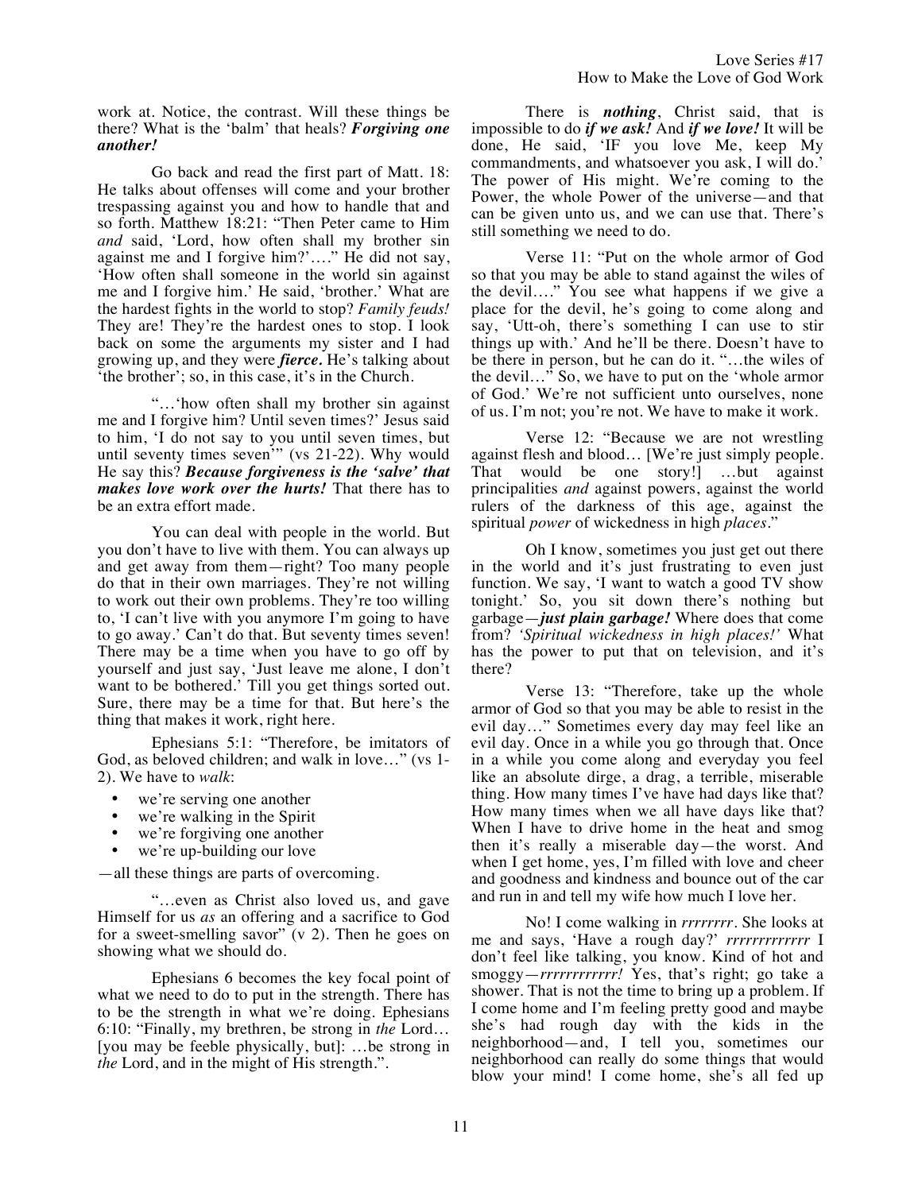work at. Notice, the contrast. Will these things be there? What is the 'balm' that heals? ***Forgiving one another!***

Go back and read the first part of Matt. 18: He talks about offenses will come and your brother trespassing against you and how to handle that and so forth. Matthew 18:21: "Then Peter came to Him *and* said, 'Lord, how often shall my brother sin against me and I forgive him?'…." He did not say, 'How often shall someone in the world sin against me and I forgive him.' He said, 'brother.' What are the hardest fights in the world to stop? *Family feuds!* They are! They're the hardest ones to stop. I look back on some the arguments my sister and I had growing up, and they were ***fierce.*** He's talking about 'the brother'; so, in this case, it's in the Church.

"…'how often shall my brother sin against me and I forgive him? Until seven times?' Jesus said to him, 'I do not say to you until seven times, but until seventy times seven'" (vs 21-22). Why would He say this? ***Because forgiveness is the 'salve' that makes love work over the hurts!*** That there has to be an extra effort made.

You can deal with people in the world. But you don't have to live with them. You can always up and get away from them—right? Too many people do that in their own marriages. They're not willing to work out their own problems. They're too willing to, 'I can't live with you anymore I'm going to have to go away.' Can't do that. But seventy times seven! There may be a time when you have to go off by yourself and just say, 'Just leave me alone, I don't want to be bothered.' Till you get things sorted out. Sure, there may be a time for that. But here's the thing that makes it work, right here.

Ephesians 5:1: "Therefore, be imitators of God, as beloved children; and walk in love…" (vs 1-2). We have to *walk*:

- we're serving one another
- we're walking in the Spirit
- we're forgiving one another
- we're up-building our love

—all these things are parts of overcoming.

"…even as Christ also loved us, and gave Himself for us *as* an offering and a sacrifice to God for a sweet-smelling savor" (v 2). Then he goes on showing what we should do.

Ephesians 6 becomes the key focal point of what we need to do to put in the strength. There has to be the strength in what we're doing. Ephesians 6:10: "Finally, my brethren, be strong in *the* Lord… [you may be feeble physically, but]: …be strong in *the* Lord, and in the might of His strength.".

There is ***nothing***, Christ said, that is impossible to do ***if we ask!*** And ***if we love!*** It will be done, He said, 'IF you love Me, keep My commandments, and whatsoever you ask, I will do.' The power of His might. We're coming to the Power, the whole Power of the universe—and that can be given unto us, and we can use that. There's still something we need to do.

Verse 11: "Put on the whole armor of God so that you may be able to stand against the wiles of the devil…." You see what happens if we give a place for the devil, he's going to come along and say, 'Utt-oh, there's something I can use to stir things up with.' And he'll be there. Doesn't have to be there in person, but he can do it. "…the wiles of the devil…" So, we have to put on the 'whole armor of God.' We're not sufficient unto ourselves, none of us. I'm not; you're not. We have to make it work.

Verse 12: "Because we are not wrestling against flesh and blood… [We're just simply people. That would be one story!] …but against principalities *and* against powers, against the world rulers of the darkness of this age, against the spiritual *power* of wickedness in high *places*."

Oh I know, sometimes you just get out there in the world and it's just frustrating to even just function. We say, 'I want to watch a good TV show tonight.' So, you sit down there's nothing but garbage—***just plain garbage!*** Where does that come from? *'Spiritual wickedness in high places!'* What has the power to put that on television, and it's there?

Verse 13: "Therefore, take up the whole armor of God so that you may be able to resist in the evil day…" Sometimes every day may feel like an evil day. Once in a while you go through that. Once in a while you come along and everyday you feel like an absolute dirge, a drag, a terrible, miserable thing. How many times I've have had days like that? How many times when we all have days like that? When I have to drive home in the heat and smog then it's really a miserable day—the worst. And when I get home, yes, I'm filled with love and cheer and goodness and kindness and bounce out of the car and run in and tell my wife how much I love her.

No! I come walking in *rrrrrrrr*. She looks at me and says, 'Have a rough day?' *rrrrrrrrrrrr* I don't feel like talking, you know. Kind of hot and smoggy—*rrrrrrrrrrrr!* Yes, that's right; go take a shower. That is not the time to bring up a problem. If I come home and I'm feeling pretty good and maybe she's had rough day with the kids in the neighborhood—and, I tell you, sometimes our neighborhood can really do some things that would blow your mind! I come home, she's all fed up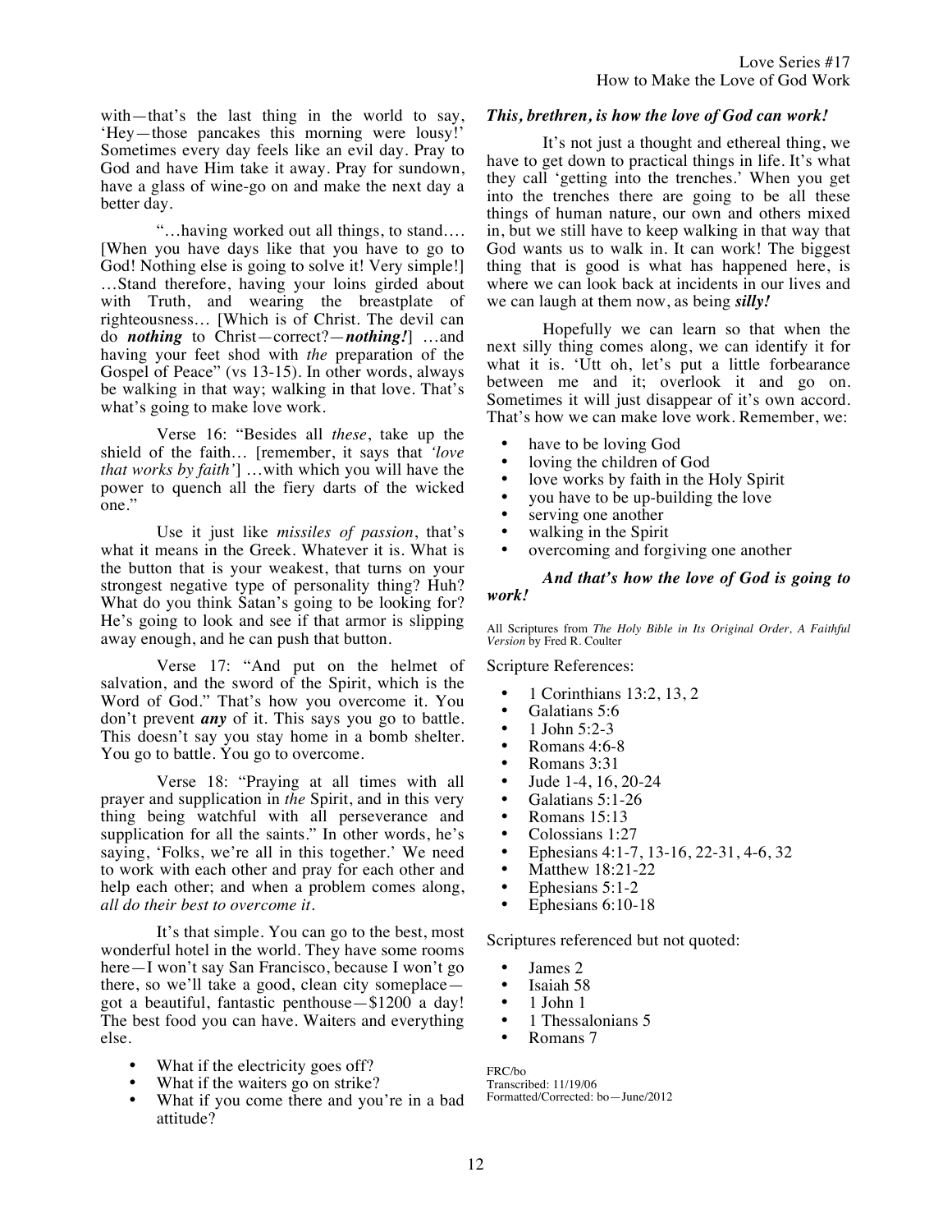with—that's the last thing in the world to say, 'Hey—those pancakes this morning were lousy!' Sometimes every day feels like an evil day. Pray to God and have Him take it away. Pray for sundown, have a glass of wine-go on and make the next day a better day.

"…having worked out all things, to stand…. [When you have days like that you have to go to God! Nothing else is going to solve it! Very simple!] …Stand therefore, having your loins girded about with Truth, and wearing the breastplate of righteousness… [Which is of Christ. The devil can do ***nothing*** to Christ—correct?—***nothing!***] …and having your feet shod with *the* preparation of the Gospel of Peace" (vs 13-15). In other words, always be walking in that way; walking in that love. That's what's going to make love work.

Verse 16: "Besides all *these*, take up the shield of the faith… [remember, it says that *'love that works by faith'*] …with which you will have the power to quench all the fiery darts of the wicked one."

Use it just like *missiles of passion*, that's what it means in the Greek. Whatever it is. What is the button that is your weakest, that turns on your strongest negative type of personality thing? Huh? What do you think Satan's going to be looking for? He's going to look and see if that armor is slipping away enough, and he can push that button.

Verse 17: "And put on the helmet of salvation, and the sword of the Spirit, which is the Word of God." That's how you overcome it. You don't prevent ***any*** of it. This says you go to battle. This doesn't say you stay home in a bomb shelter. You go to battle. You go to overcome.

Verse 18: "Praying at all times with all prayer and supplication in *the* Spirit, and in this very thing being watchful with all perseverance and supplication for all the saints." In other words, he's saying, 'Folks, we're all in this together.' We need to work with each other and pray for each other and help each other; and when a problem comes along, *all do their best to overcome it*.

It's that simple. You can go to the best, most wonderful hotel in the world. They have some rooms here—I won't say San Francisco, because I won't go there, so we'll take a good, clean city someplace—got a beautiful, fantastic penthouse—$1200 a day! The best food you can have. Waiters and everything else.

- What if the electricity goes off?
- What if the waiters go on strike?
- What if you come there and you're in a bad attitude?

***This, brethren, is how the love of God can work!***

It's not just a thought and ethereal thing, we have to get down to practical things in life. It's what they call 'getting into the trenches.' When you get into the trenches there are going to be all these things of human nature, our own and others mixed in, but we still have to keep walking in that way that God wants us to walk in. It can work! The biggest thing that is good is what has happened here, is where we can look back at incidents in our lives and we can laugh at them now, as being ***silly!***

Hopefully we can learn so that when the next silly thing comes along, we can identify it for what it is. 'Utt oh, let's put a little forbearance between me and it; overlook it and go on. Sometimes it will just disappear of it's own accord. That's how we can make love work. Remember, we:

- have to be loving God
- loving the children of God
- love works by faith in the Holy Spirit
- you have to be up-building the love
- serving one another
- walking in the Spirit
- overcoming and forgiving one another

***And that's how the love of God is going to work!***

All Scriptures from *The Holy Bible in Its Original Order, A Faithful Version* by Fred R. Coulter

Scripture References:

- 1 Corinthians 13:2, 13, 2
- Galatians 5:6
- 1 John 5:2-3
- Romans 4:6-8
- Romans 3:31
- Jude 1-4, 16, 20-24
- Galatians 5:1-26
- Romans 15:13
- Colossians 1:27
- Ephesians 4:1-7, 13-16, 22-31, 4-6, 32
- Matthew 18:21-22
- Ephesians 5:1-2
- Ephesians 6:10-18

Scriptures referenced but not quoted:

- James 2
- Isaiah 58
- 1 John 1
- 1 Thessalonians 5
- Romans 7

FRC/bo
Transcribed: 11/19/06
Formatted/Corrected: bo—June/2012